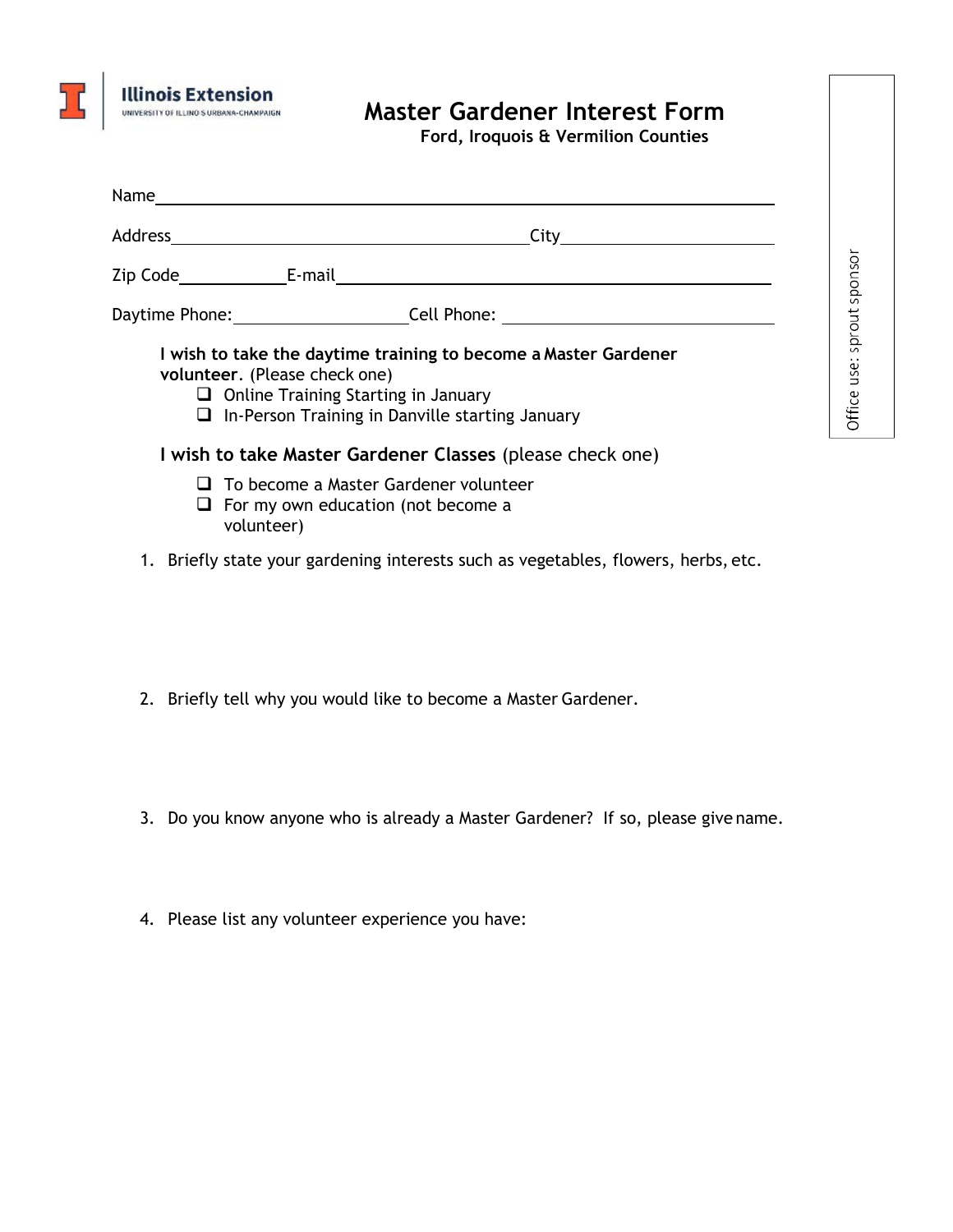Illinois Extension
UNIVERSITY OF ILLINOIS URBANA-CHAMPAIGN

# Master Gardener Interest Form

**Ford, Iroquois & Vermilion Counties**

Office use: sprout sponsor

Name\_\_\_\_\_\_\_\_\_\_\_\_\_\_\_\_\_\_\_\_\_\_\_\_\_\_\_\_\_\_\_\_\_\_\_\_\_\_\_\_\_\_\_\_\_\_\_\_\_\_\_\_\_\_\_\_

Address\_\_\_\_\_\_\_\_\_\_\_\_\_\_\_\_\_\_\_\_\_\_\_\_\_\_\_\_\_\_\_\_\_\_City\_\_\_\_\_\_\_\_\_\_\_\_\_\_\_\_\_\_\_\_

Zip Code\_\_\_\_\_\_\_\_\_\_E-mail\_\_\_\_\_\_\_\_\_\_\_\_\_\_\_\_\_\_\_\_\_\_\_\_\_\_\_\_\_\_\_\_\_\_\_\_\_\_\_\_\_\_

Daytime Phone:\_\_\_\_\_\_\_\_\_\_\_\_\_\_\_\_Cell Phone: \_\_\_\_\_\_\_\_\_\_\_\_\_\_\_\_\_\_\_\_\_\_\_\_\_\_

**I wish to take the daytime training to become a Master Gardener volunteer**. (Please check one)

- ☐ Online Training Starting in January
- ☐ In-Person Training in Danville starting January

**I wish to take Master Gardener Classes** (please check one)

- ☐ To become a Master Gardener volunteer
- ☐ For my own education (not become a volunteer)

1. Briefly state your gardening interests such as vegetables, flowers, herbs, etc.

2. Briefly tell why you would like to become a Master Gardener.

3. Do you know anyone who is already a Master Gardener? If so, please give name.

4. Please list any volunteer experience you have: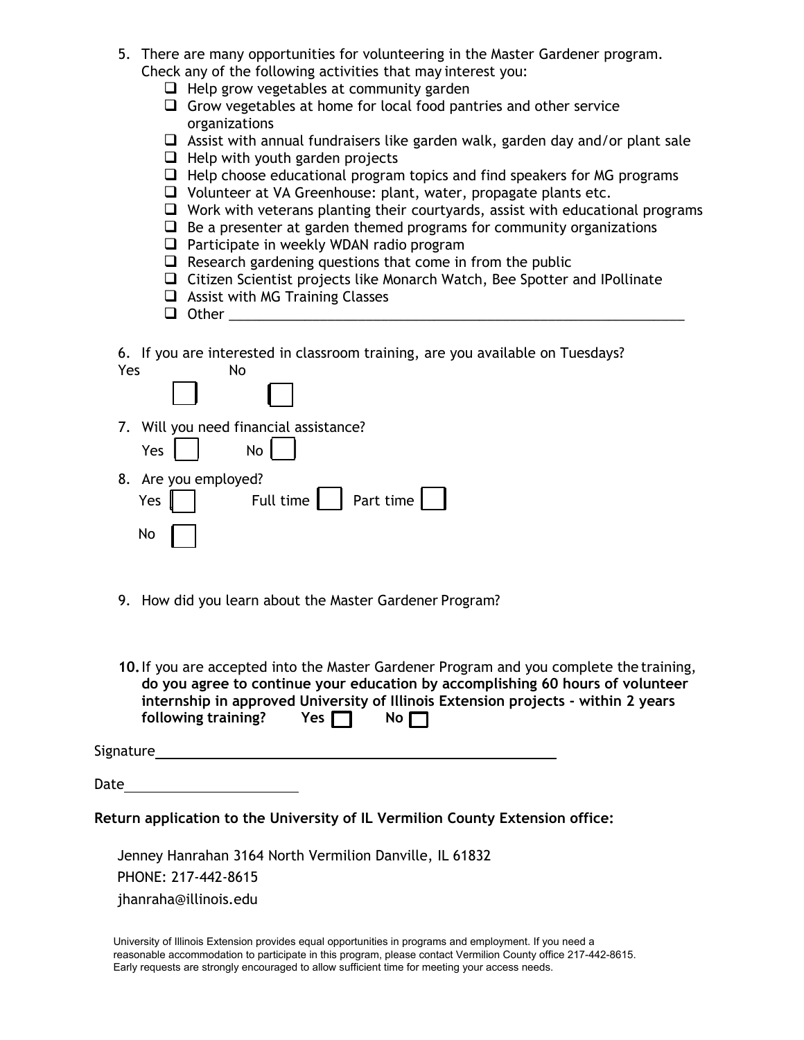5. There are many opportunities for volunteering in the Master Gardener program. Check any of the following activities that may interest you:
   - ❑ Help grow vegetables at community garden
   - ❑ Grow vegetables at home for local food pantries and other service organizations
   - ❑ Assist with annual fundraisers like garden walk, garden day and/or plant sale
   - ❑ Help with youth garden projects
   - ❑ Help choose educational program topics and find speakers for MG programs
   - ❑ Volunteer at VA Greenhouse: plant, water, propagate plants etc.
   - ❑ Work with veterans planting their courtyards, assist with educational programs
   - ❑ Be a presenter at garden themed programs for community organizations
   - ❑ Participate in weekly WDAN radio program
   - ❑ Research gardening questions that come in from the public
   - ❑ Citizen Scientist projects like Monarch Watch, Bee Spotter and IPollinate
   - ❑ Assist with MG Training Classes
   - ❑ Other ________________________________________________

6. If you are interested in classroom training, are you available on Tuesdays?

   Yes ☐ No ☐

7. Will you need financial assistance?

   Yes ☐ No ☐

8. Are you employed?

   Yes ☐ Full time ☐ Part time ☐

   No ☐

9. How did you learn about the Master Gardener Program?

10. If you are accepted into the Master Gardener Program and you complete the training, **do you agree to continue your education by accomplishing 60 hours of volunteer internship in approved University of Illinois Extension projects - within 2 years following training? Yes** ☐ **No** ☐

Signature________________________________________

Date____________________

**Return application to the University of IL Vermilion County Extension office:**

Jenney Hanrahan 3164 North Vermilion Danville, IL 61832

PHONE: 217-442-8615

jhanraha@illinois.edu

University of Illinois Extension provides equal opportunities in programs and employment. If you need a reasonable accommodation to participate in this program, please contact Vermilion County office 217-442-8615. Early requests are strongly encouraged to allow sufficient time for meeting your access needs.